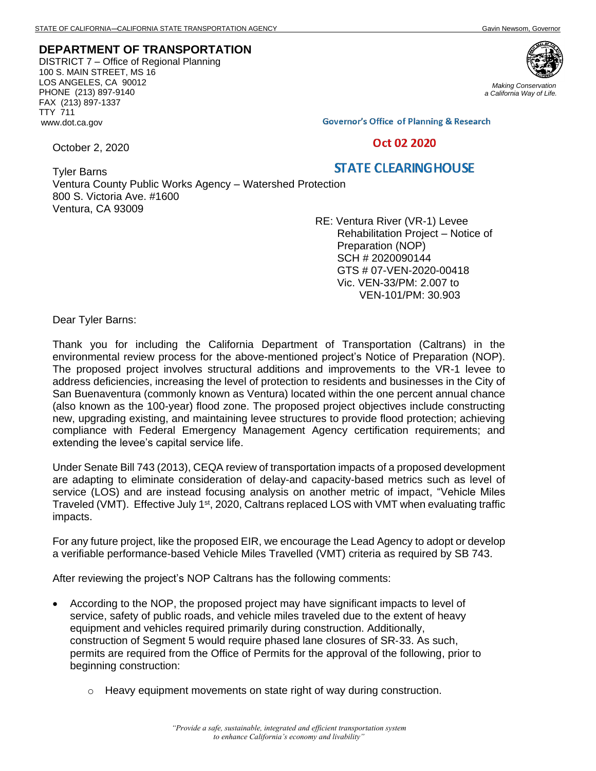STATE OF CALIFORNIA—CALIFORNIA STATE TRANSPORTATION AGENCY Gavin Newsom, Governor

**DEPARTMENT OF TRANSPORTATION**
DISTRICT 7 – Office of Regional Planning
100 S. MAIN STREET, MS 16
LOS ANGELES, CA 90012
PHONE (213) 897-9140
FAX (213) 897-1337
TTY 711
www.dot.ca.gov

*Making Conservation a California Way of Life.*

Governor's Office of Planning & Research

Oct 02 2020

STATE CLEARINGHOUSE

October 2, 2020

Tyler Barns
Ventura County Public Works Agency – Watershed Protection
800 S. Victoria Ave. #1600
Ventura, CA 93009

RE: Ventura River (VR-1) Levee Rehabilitation Project – Notice of Preparation (NOP)
SCH # 2020090144
GTS # 07-VEN-2020-00418
Vic. VEN-33/PM: 2.007 to VEN-101/PM: 30.903

Dear Tyler Barns:

Thank you for including the California Department of Transportation (Caltrans) in the environmental review process for the above-mentioned project's Notice of Preparation (NOP). The proposed project involves structural additions and improvements to the VR-1 levee to address deficiencies, increasing the level of protection to residents and businesses in the City of San Buenaventura (commonly known as Ventura) located within the one percent annual chance (also known as the 100-year) flood zone. The proposed project objectives include constructing new, upgrading existing, and maintaining levee structures to provide flood protection; achieving compliance with Federal Emergency Management Agency certification requirements; and extending the levee's capital service life.

Under Senate Bill 743 (2013), CEQA review of transportation impacts of a proposed development are adapting to eliminate consideration of delay-and capacity-based metrics such as level of service (LOS) and are instead focusing analysis on another metric of impact, "Vehicle Miles Traveled (VMT). Effective July 1st, 2020, Caltrans replaced LOS with VMT when evaluating traffic impacts.

For any future project, like the proposed EIR, we encourage the Lead Agency to adopt or develop a verifiable performance-based Vehicle Miles Travelled (VMT) criteria as required by SB 743.

After reviewing the project's NOP Caltrans has the following comments:

- According to the NOP, the proposed project may have significant impacts to level of service, safety of public roads, and vehicle miles traveled due to the extent of heavy equipment and vehicles required primarily during construction. Additionally, construction of Segment 5 would require phased lane closures of SR-33. As such, permits are required from the Office of Permits for the approval of the following, prior to beginning construction:
    - Heavy equipment movements on state right of way during construction.

*"Provide a safe, sustainable, integrated and efficient transportation system to enhance California's economy and livability"*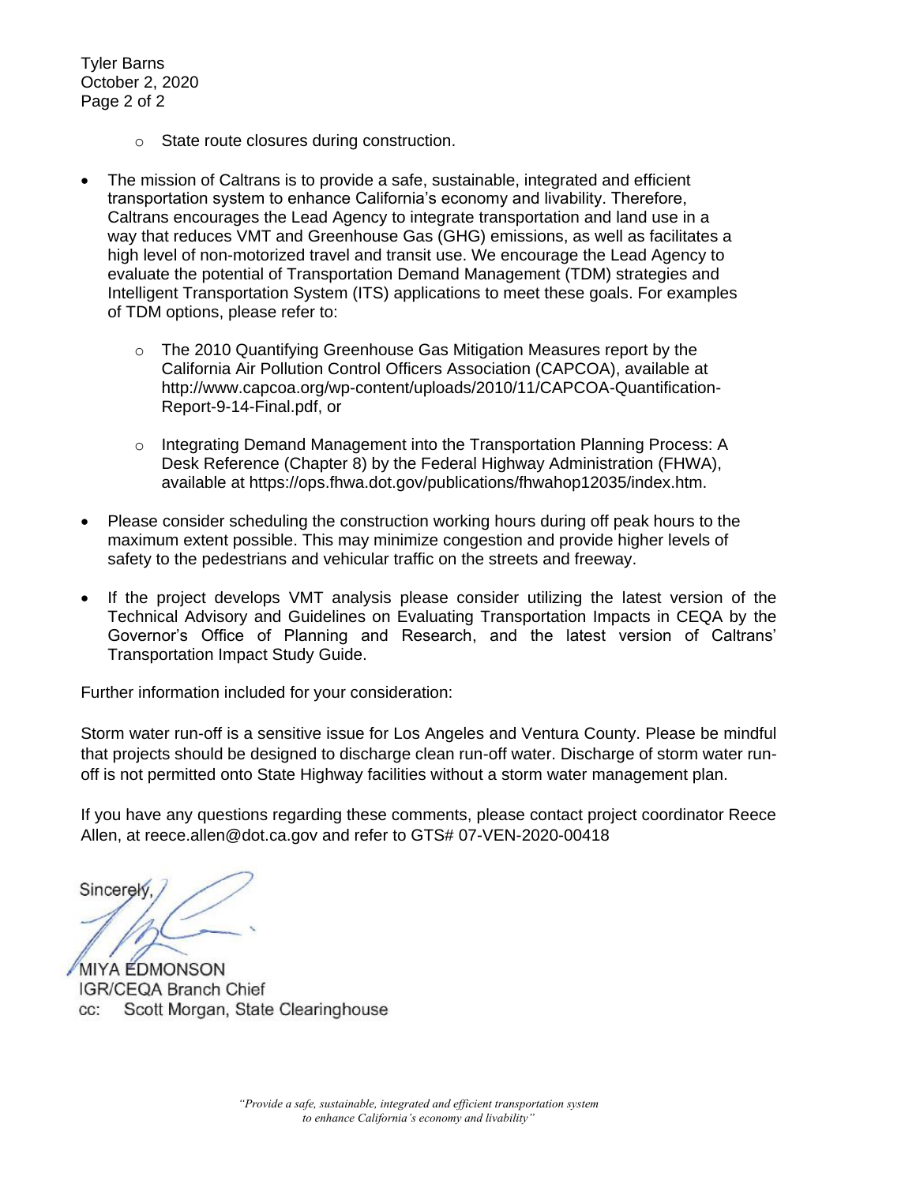- State route closures during construction.

- The mission of Caltrans is to provide a safe, sustainable, integrated and efficient transportation system to enhance California's economy and livability. Therefore, Caltrans encourages the Lead Agency to integrate transportation and land use in a way that reduces VMT and Greenhouse Gas (GHG) emissions, as well as facilitates a high level of non-motorized travel and transit use. We encourage the Lead Agency to evaluate the potential of Transportation Demand Management (TDM) strategies and Intelligent Transportation System (ITS) applications to meet these goals. For examples of TDM options, please refer to:

    - The 2010 Quantifying Greenhouse Gas Mitigation Measures report by the California Air Pollution Control Officers Association (CAPCOA), available at http://www.capcoa.org/wp-content/uploads/2010/11/CAPCOA-Quantification-Report-9-14-Final.pdf, or

    - Integrating Demand Management into the Transportation Planning Process: A Desk Reference (Chapter 8) by the Federal Highway Administration (FHWA), available at https://ops.fhwa.dot.gov/publications/fhwahop12035/index.htm.

- Please consider scheduling the construction working hours during off peak hours to the maximum extent possible. This may minimize congestion and provide higher levels of safety to the pedestrians and vehicular traffic on the streets and freeway.

- If the project develops VMT analysis please consider utilizing the latest version of the Technical Advisory and Guidelines on Evaluating Transportation Impacts in CEQA by the Governor's Office of Planning and Research, and the latest version of Caltrans' Transportation Impact Study Guide.

Further information included for your consideration:

Storm water run-off is a sensitive issue for Los Angeles and Ventura County. Please be mindful that projects should be designed to discharge clean run-off water. Discharge of storm water run-off is not permitted onto State Highway facilities without a storm water management plan.

If you have any questions regarding these comments, please contact project coordinator Reece Allen, at reece.allen@dot.ca.gov and refer to GTS# 07-VEN-2020-00418

Sincerely,

MIYA EDMONSON
IGR/CEQA Branch Chief

cc: Scott Morgan, State Clearinghouse

*"Provide a safe, sustainable, integrated and efficient transportation system to enhance California's economy and livability"*